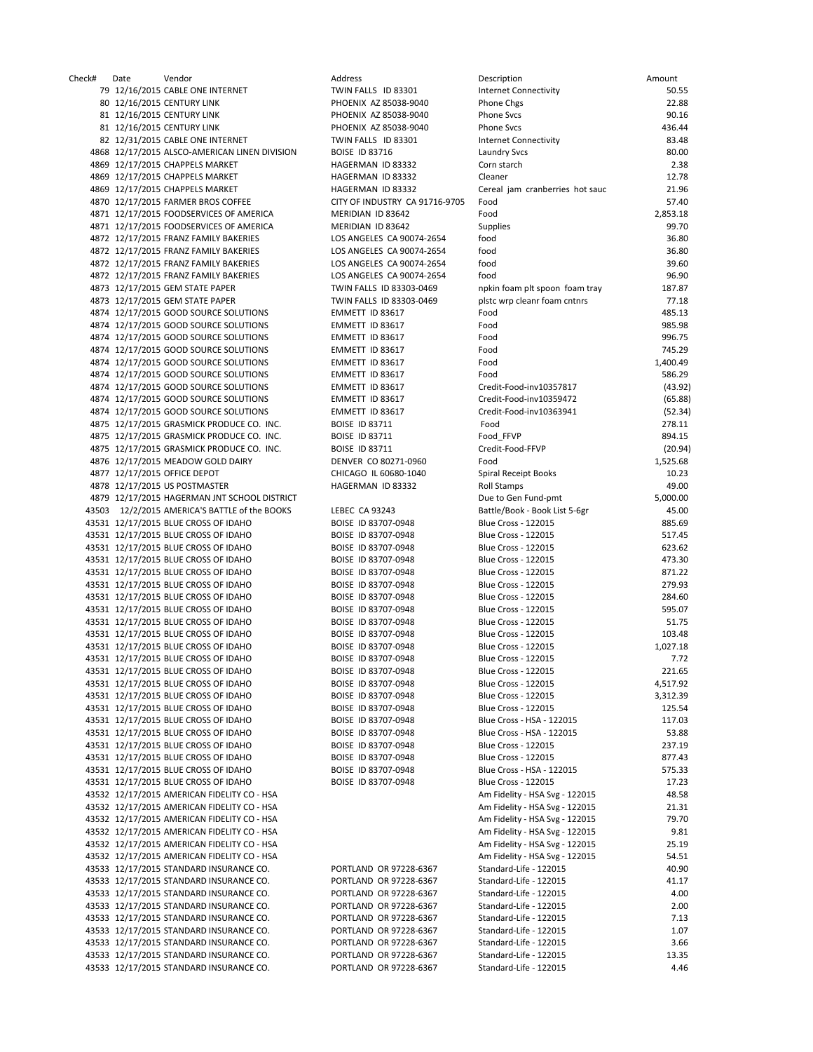| Check# | Date | Vendor | Address | Description | Amount |
|---|---|---|---|---|---|
| 79 | 12/16/2015 | CABLE ONE INTERNET | TWIN FALLS ID 83301 | Internet Connectivity | 50.55 |
| 80 | 12/16/2015 | CENTURY LINK | PHOENIX AZ 85038-9040 | Phone Chgs | 22.88 |
| 81 | 12/16/2015 | CENTURY LINK | PHOENIX AZ 85038-9040 | Phone Svcs | 90.16 |
| 81 | 12/16/2015 | CENTURY LINK | PHOENIX AZ 85038-9040 | Phone Svcs | 436.44 |
| 82 | 12/31/2015 | CABLE ONE INTERNET | TWIN FALLS ID 83301 | Internet Connectivity | 83.48 |
| 4868 | 12/17/2015 | ALSCO-AMERICAN LINEN DIVISION | BOISE ID 83716 | Laundry Svcs | 80.00 |
| 4869 | 12/17/2015 | CHAPPELS MARKET | HAGERMAN ID 83332 | Corn starch | 2.38 |
| 4869 | 12/17/2015 | CHAPPELS MARKET | HAGERMAN ID 83332 | Cleaner | 12.78 |
| 4869 | 12/17/2015 | CHAPPELS MARKET | HAGERMAN ID 83332 | Cereal jam cranberries hot sauc | 21.96 |
| 4870 | 12/17/2015 | FARMER BROS COFFEE | CITY OF INDUSTRY CA 91716-9705 | Food | 57.40 |
| 4871 | 12/17/2015 | FOODSERVICES OF AMERICA | MERIDIAN ID 83642 | Food | 2,853.18 |
| 4871 | 12/17/2015 | FOODSERVICES OF AMERICA | MERIDIAN ID 83642 | Supplies | 99.70 |
| 4872 | 12/17/2015 | FRANZ FAMILY BAKERIES | LOS ANGELES CA 90074-2654 | food | 36.80 |
| 4872 | 12/17/2015 | FRANZ FAMILY BAKERIES | LOS ANGELES CA 90074-2654 | food | 36.80 |
| 4872 | 12/17/2015 | FRANZ FAMILY BAKERIES | LOS ANGELES CA 90074-2654 | food | 39.60 |
| 4872 | 12/17/2015 | FRANZ FAMILY BAKERIES | LOS ANGELES CA 90074-2654 | food | 96.90 |
| 4873 | 12/17/2015 | GEM STATE PAPER | TWIN FALLS ID 83303-0469 | npkin foam plt spoon foam tray | 187.87 |
| 4873 | 12/17/2015 | GEM STATE PAPER | TWIN FALLS ID 83303-0469 | plstc wrp cleanr foam cntnrs | 77.18 |
| 4874 | 12/17/2015 | GOOD SOURCE SOLUTIONS | EMMETT ID 83617 | Food | 485.13 |
| 4874 | 12/17/2015 | GOOD SOURCE SOLUTIONS | EMMETT ID 83617 | Food | 985.98 |
| 4874 | 12/17/2015 | GOOD SOURCE SOLUTIONS | EMMETT ID 83617 | Food | 996.75 |
| 4874 | 12/17/2015 | GOOD SOURCE SOLUTIONS | EMMETT ID 83617 | Food | 745.29 |
| 4874 | 12/17/2015 | GOOD SOURCE SOLUTIONS | EMMETT ID 83617 | Food | 1,400.49 |
| 4874 | 12/17/2015 | GOOD SOURCE SOLUTIONS | EMMETT ID 83617 | Food | 586.29 |
| 4874 | 12/17/2015 | GOOD SOURCE SOLUTIONS | EMMETT ID 83617 | Credit-Food-inv10357817 | (43.92) |
| 4874 | 12/17/2015 | GOOD SOURCE SOLUTIONS | EMMETT ID 83617 | Credit-Food-inv10359472 | (65.88) |
| 4874 | 12/17/2015 | GOOD SOURCE SOLUTIONS | EMMETT ID 83617 | Credit-Food-inv10363941 | (52.34) |
| 4875 | 12/17/2015 | GRASMICK PRODUCE CO. INC. | BOISE ID 83711 | Food | 278.11 |
| 4875 | 12/17/2015 | GRASMICK PRODUCE CO. INC. | BOISE ID 83711 | Food_FFVP | 894.15 |
| 4875 | 12/17/2015 | GRASMICK PRODUCE CO. INC. | BOISE ID 83711 | Credit-Food-FFVP | (20.94) |
| 4876 | 12/17/2015 | MEADOW GOLD DAIRY | DENVER CO 80271-0960 | Food | 1,525.68 |
| 4877 | 12/17/2015 | OFFICE DEPOT | CHICAGO IL 60680-1040 | Spiral Receipt Books | 10.23 |
| 4878 | 12/17/2015 | US POSTMASTER | HAGERMAN ID 83332 | Roll Stamps | 49.00 |
| 4879 | 12/17/2015 | HAGERMAN JNT SCHOOL DISTRICT | | Due to Gen Fund-pmt | 5,000.00 |
| 43503 | 12/2/2015 | AMERICA'S BATTLE of the BOOKS | LEBEC CA 93243 | Battle/Book - Book List 5-6gr | 45.00 |
| 43531 | 12/17/2015 | BLUE CROSS OF IDAHO | BOISE ID 83707-0948 | Blue Cross - 122015 | 885.69 |
| 43531 | 12/17/2015 | BLUE CROSS OF IDAHO | BOISE ID 83707-0948 | Blue Cross - 122015 | 517.45 |
| 43531 | 12/17/2015 | BLUE CROSS OF IDAHO | BOISE ID 83707-0948 | Blue Cross - 122015 | 623.62 |
| 43531 | 12/17/2015 | BLUE CROSS OF IDAHO | BOISE ID 83707-0948 | Blue Cross - 122015 | 473.30 |
| 43531 | 12/17/2015 | BLUE CROSS OF IDAHO | BOISE ID 83707-0948 | Blue Cross - 122015 | 871.22 |
| 43531 | 12/17/2015 | BLUE CROSS OF IDAHO | BOISE ID 83707-0948 | Blue Cross - 122015 | 279.93 |
| 43531 | 12/17/2015 | BLUE CROSS OF IDAHO | BOISE ID 83707-0948 | Blue Cross - 122015 | 284.60 |
| 43531 | 12/17/2015 | BLUE CROSS OF IDAHO | BOISE ID 83707-0948 | Blue Cross - 122015 | 595.07 |
| 43531 | 12/17/2015 | BLUE CROSS OF IDAHO | BOISE ID 83707-0948 | Blue Cross - 122015 | 51.75 |
| 43531 | 12/17/2015 | BLUE CROSS OF IDAHO | BOISE ID 83707-0948 | Blue Cross - 122015 | 103.48 |
| 43531 | 12/17/2015 | BLUE CROSS OF IDAHO | BOISE ID 83707-0948 | Blue Cross - 122015 | 1,027.18 |
| 43531 | 12/17/2015 | BLUE CROSS OF IDAHO | BOISE ID 83707-0948 | Blue Cross - 122015 | 7.72 |
| 43531 | 12/17/2015 | BLUE CROSS OF IDAHO | BOISE ID 83707-0948 | Blue Cross - 122015 | 221.65 |
| 43531 | 12/17/2015 | BLUE CROSS OF IDAHO | BOISE ID 83707-0948 | Blue Cross - 122015 | 4,517.92 |
| 43531 | 12/17/2015 | BLUE CROSS OF IDAHO | BOISE ID 83707-0948 | Blue Cross - 122015 | 3,312.39 |
| 43531 | 12/17/2015 | BLUE CROSS OF IDAHO | BOISE ID 83707-0948 | Blue Cross - 122015 | 125.54 |
| 43531 | 12/17/2015 | BLUE CROSS OF IDAHO | BOISE ID 83707-0948 | Blue Cross - HSA - 122015 | 117.03 |
| 43531 | 12/17/2015 | BLUE CROSS OF IDAHO | BOISE ID 83707-0948 | Blue Cross - HSA - 122015 | 53.88 |
| 43531 | 12/17/2015 | BLUE CROSS OF IDAHO | BOISE ID 83707-0948 | Blue Cross - 122015 | 237.19 |
| 43531 | 12/17/2015 | BLUE CROSS OF IDAHO | BOISE ID 83707-0948 | Blue Cross - 122015 | 877.43 |
| 43531 | 12/17/2015 | BLUE CROSS OF IDAHO | BOISE ID 83707-0948 | Blue Cross - HSA - 122015 | 575.33 |
| 43531 | 12/17/2015 | BLUE CROSS OF IDAHO | BOISE ID 83707-0948 | Blue Cross - 122015 | 17.23 |
| 43532 | 12/17/2015 | AMERICAN FIDELITY CO - HSA | | Am Fidelity - HSA Svg - 122015 | 48.58 |
| 43532 | 12/17/2015 | AMERICAN FIDELITY CO - HSA | | Am Fidelity - HSA Svg - 122015 | 21.31 |
| 43532 | 12/17/2015 | AMERICAN FIDELITY CO - HSA | | Am Fidelity - HSA Svg - 122015 | 79.70 |
| 43532 | 12/17/2015 | AMERICAN FIDELITY CO - HSA | | Am Fidelity - HSA Svg - 122015 | 9.81 |
| 43532 | 12/17/2015 | AMERICAN FIDELITY CO - HSA | | Am Fidelity - HSA Svg - 122015 | 25.19 |
| 43532 | 12/17/2015 | AMERICAN FIDELITY CO - HSA | | Am Fidelity - HSA Svg - 122015 | 54.51 |
| 43533 | 12/17/2015 | STANDARD INSURANCE CO. | PORTLAND OR 97228-6367 | Standard-Life - 122015 | 40.90 |
| 43533 | 12/17/2015 | STANDARD INSURANCE CO. | PORTLAND OR 97228-6367 | Standard-Life - 122015 | 41.17 |
| 43533 | 12/17/2015 | STANDARD INSURANCE CO. | PORTLAND OR 97228-6367 | Standard-Life - 122015 | 4.00 |
| 43533 | 12/17/2015 | STANDARD INSURANCE CO. | PORTLAND OR 97228-6367 | Standard-Life - 122015 | 2.00 |
| 43533 | 12/17/2015 | STANDARD INSURANCE CO. | PORTLAND OR 97228-6367 | Standard-Life - 122015 | 7.13 |
| 43533 | 12/17/2015 | STANDARD INSURANCE CO. | PORTLAND OR 97228-6367 | Standard-Life - 122015 | 1.07 |
| 43533 | 12/17/2015 | STANDARD INSURANCE CO. | PORTLAND OR 97228-6367 | Standard-Life - 122015 | 3.66 |
| 43533 | 12/17/2015 | STANDARD INSURANCE CO. | PORTLAND OR 97228-6367 | Standard-Life - 122015 | 13.35 |
| 43533 | 12/17/2015 | STANDARD INSURANCE CO. | PORTLAND OR 97228-6367 | Standard-Life - 122015 | 4.46 |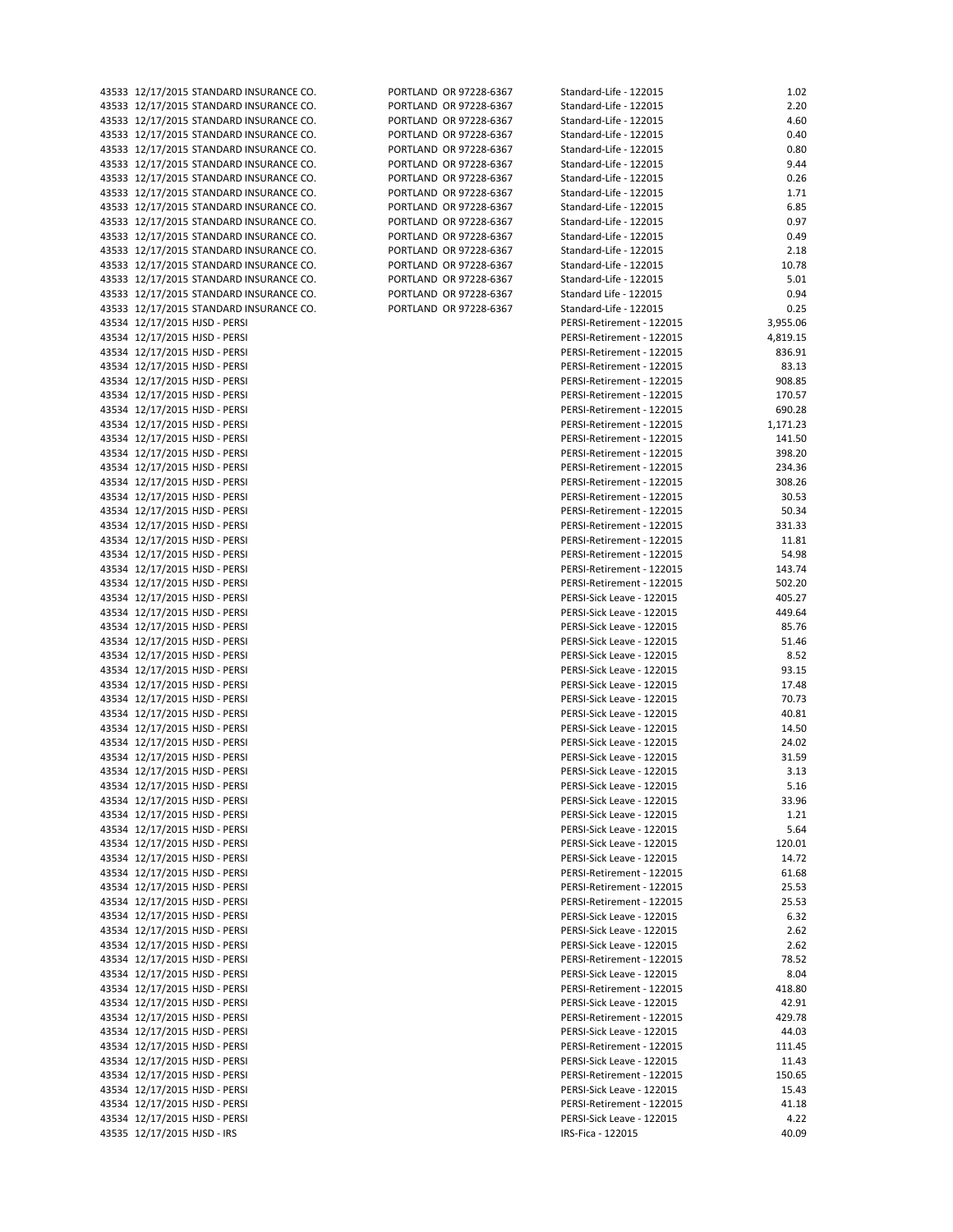| | | | | | |
|---|---|---|---|---|---|
| 43533 | 12/17/2015 | STANDARD INSURANCE CO. | PORTLAND OR 97228-6367 | Standard-Life - 122015 | 1.02 |
| 43533 | 12/17/2015 | STANDARD INSURANCE CO. | PORTLAND OR 97228-6367 | Standard-Life - 122015 | 2.20 |
| 43533 | 12/17/2015 | STANDARD INSURANCE CO. | PORTLAND OR 97228-6367 | Standard-Life - 122015 | 4.60 |
| 43533 | 12/17/2015 | STANDARD INSURANCE CO. | PORTLAND OR 97228-6367 | Standard-Life - 122015 | 0.40 |
| 43533 | 12/17/2015 | STANDARD INSURANCE CO. | PORTLAND OR 97228-6367 | Standard-Life - 122015 | 0.80 |
| 43533 | 12/17/2015 | STANDARD INSURANCE CO. | PORTLAND OR 97228-6367 | Standard-Life - 122015 | 9.44 |
| 43533 | 12/17/2015 | STANDARD INSURANCE CO. | PORTLAND OR 97228-6367 | Standard-Life - 122015 | 0.26 |
| 43533 | 12/17/2015 | STANDARD INSURANCE CO. | PORTLAND OR 97228-6367 | Standard-Life - 122015 | 1.71 |
| 43533 | 12/17/2015 | STANDARD INSURANCE CO. | PORTLAND OR 97228-6367 | Standard-Life - 122015 | 6.85 |
| 43533 | 12/17/2015 | STANDARD INSURANCE CO. | PORTLAND OR 97228-6367 | Standard-Life - 122015 | 0.97 |
| 43533 | 12/17/2015 | STANDARD INSURANCE CO. | PORTLAND OR 97228-6367 | Standard-Life - 122015 | 0.49 |
| 43533 | 12/17/2015 | STANDARD INSURANCE CO. | PORTLAND OR 97228-6367 | Standard-Life - 122015 | 2.18 |
| 43533 | 12/17/2015 | STANDARD INSURANCE CO. | PORTLAND OR 97228-6367 | Standard-Life - 122015 | 10.78 |
| 43533 | 12/17/2015 | STANDARD INSURANCE CO. | PORTLAND OR 97228-6367 | Standard-Life - 122015 | 5.01 |
| 43533 | 12/17/2015 | STANDARD INSURANCE CO. | PORTLAND OR 97228-6367 | Standard Life - 122015 | 0.94 |
| 43533 | 12/17/2015 | STANDARD INSURANCE CO. | PORTLAND OR 97228-6367 | Standard-Life - 122015 | 0.25 |
| 43534 | 12/17/2015 | HJSD - PERSI | | PERSI-Retirement - 122015 | 3,955.06 |
| 43534 | 12/17/2015 | HJSD - PERSI | | PERSI-Retirement - 122015 | 4,819.15 |
| 43534 | 12/17/2015 | HJSD - PERSI | | PERSI-Retirement - 122015 | 836.91 |
| 43534 | 12/17/2015 | HJSD - PERSI | | PERSI-Retirement - 122015 | 83.13 |
| 43534 | 12/17/2015 | HJSD - PERSI | | PERSI-Retirement - 122015 | 908.85 |
| 43534 | 12/17/2015 | HJSD - PERSI | | PERSI-Retirement - 122015 | 170.57 |
| 43534 | 12/17/2015 | HJSD - PERSI | | PERSI-Retirement - 122015 | 690.28 |
| 43534 | 12/17/2015 | HJSD - PERSI | | PERSI-Retirement - 122015 | 1,171.23 |
| 43534 | 12/17/2015 | HJSD - PERSI | | PERSI-Retirement - 122015 | 141.50 |
| 43534 | 12/17/2015 | HJSD - PERSI | | PERSI-Retirement - 122015 | 398.20 |
| 43534 | 12/17/2015 | HJSD - PERSI | | PERSI-Retirement - 122015 | 234.36 |
| 43534 | 12/17/2015 | HJSD - PERSI | | PERSI-Retirement - 122015 | 308.26 |
| 43534 | 12/17/2015 | HJSD - PERSI | | PERSI-Retirement - 122015 | 30.53 |
| 43534 | 12/17/2015 | HJSD - PERSI | | PERSI-Retirement - 122015 | 50.34 |
| 43534 | 12/17/2015 | HJSD - PERSI | | PERSI-Retirement - 122015 | 331.33 |
| 43534 | 12/17/2015 | HJSD - PERSI | | PERSI-Retirement - 122015 | 11.81 |
| 43534 | 12/17/2015 | HJSD - PERSI | | PERSI-Retirement - 122015 | 54.98 |
| 43534 | 12/17/2015 | HJSD - PERSI | | PERSI-Retirement - 122015 | 143.74 |
| 43534 | 12/17/2015 | HJSD - PERSI | | PERSI-Retirement - 122015 | 502.20 |
| 43534 | 12/17/2015 | HJSD - PERSI | | PERSI-Sick Leave - 122015 | 405.27 |
| 43534 | 12/17/2015 | HJSD - PERSI | | PERSI-Sick Leave - 122015 | 449.64 |
| 43534 | 12/17/2015 | HJSD - PERSI | | PERSI-Sick Leave - 122015 | 85.76 |
| 43534 | 12/17/2015 | HJSD - PERSI | | PERSI-Sick Leave - 122015 | 51.46 |
| 43534 | 12/17/2015 | HJSD - PERSI | | PERSI-Sick Leave - 122015 | 8.52 |
| 43534 | 12/17/2015 | HJSD - PERSI | | PERSI-Sick Leave - 122015 | 93.15 |
| 43534 | 12/17/2015 | HJSD - PERSI | | PERSI-Sick Leave - 122015 | 17.48 |
| 43534 | 12/17/2015 | HJSD - PERSI | | PERSI-Sick Leave - 122015 | 70.73 |
| 43534 | 12/17/2015 | HJSD - PERSI | | PERSI-Sick Leave - 122015 | 40.81 |
| 43534 | 12/17/2015 | HJSD - PERSI | | PERSI-Sick Leave - 122015 | 14.50 |
| 43534 | 12/17/2015 | HJSD - PERSI | | PERSI-Sick Leave - 122015 | 24.02 |
| 43534 | 12/17/2015 | HJSD - PERSI | | PERSI-Sick Leave - 122015 | 31.59 |
| 43534 | 12/17/2015 | HJSD - PERSI | | PERSI-Sick Leave - 122015 | 3.13 |
| 43534 | 12/17/2015 | HJSD - PERSI | | PERSI-Sick Leave - 122015 | 5.16 |
| 43534 | 12/17/2015 | HJSD - PERSI | | PERSI-Sick Leave - 122015 | 33.96 |
| 43534 | 12/17/2015 | HJSD - PERSI | | PERSI-Sick Leave - 122015 | 1.21 |
| 43534 | 12/17/2015 | HJSD - PERSI | | PERSI-Sick Leave - 122015 | 5.64 |
| 43534 | 12/17/2015 | HJSD - PERSI | | PERSI-Sick Leave - 122015 | 120.01 |
| 43534 | 12/17/2015 | HJSD - PERSI | | PERSI-Sick Leave - 122015 | 14.72 |
| 43534 | 12/17/2015 | HJSD - PERSI | | PERSI-Retirement - 122015 | 61.68 |
| 43534 | 12/17/2015 | HJSD - PERSI | | PERSI-Retirement - 122015 | 25.53 |
| 43534 | 12/17/2015 | HJSD - PERSI | | PERSI-Retirement - 122015 | 25.53 |
| 43534 | 12/17/2015 | HJSD - PERSI | | PERSI-Sick Leave - 122015 | 6.32 |
| 43534 | 12/17/2015 | HJSD - PERSI | | PERSI-Sick Leave - 122015 | 2.62 |
| 43534 | 12/17/2015 | HJSD - PERSI | | PERSI-Sick Leave - 122015 | 2.62 |
| 43534 | 12/17/2015 | HJSD - PERSI | | PERSI-Retirement - 122015 | 78.52 |
| 43534 | 12/17/2015 | HJSD - PERSI | | PERSI-Sick Leave - 122015 | 8.04 |
| 43534 | 12/17/2015 | HJSD - PERSI | | PERSI-Retirement - 122015 | 418.80 |
| 43534 | 12/17/2015 | HJSD - PERSI | | PERSI-Sick Leave - 122015 | 42.91 |
| 43534 | 12/17/2015 | HJSD - PERSI | | PERSI-Retirement - 122015 | 429.78 |
| 43534 | 12/17/2015 | HJSD - PERSI | | PERSI-Sick Leave - 122015 | 44.03 |
| 43534 | 12/17/2015 | HJSD - PERSI | | PERSI-Retirement - 122015 | 111.45 |
| 43534 | 12/17/2015 | HJSD - PERSI | | PERSI-Sick Leave - 122015 | 11.43 |
| 43534 | 12/17/2015 | HJSD - PERSI | | PERSI-Retirement - 122015 | 150.65 |
| 43534 | 12/17/2015 | HJSD - PERSI | | PERSI-Sick Leave - 122015 | 15.43 |
| 43534 | 12/17/2015 | HJSD - PERSI | | PERSI-Retirement - 122015 | 41.18 |
| 43534 | 12/17/2015 | HJSD - PERSI | | PERSI-Sick Leave - 122015 | 4.22 |
| 43535 | 12/17/2015 | HJSD - IRS | | IRS-Fica - 122015 | 40.09 |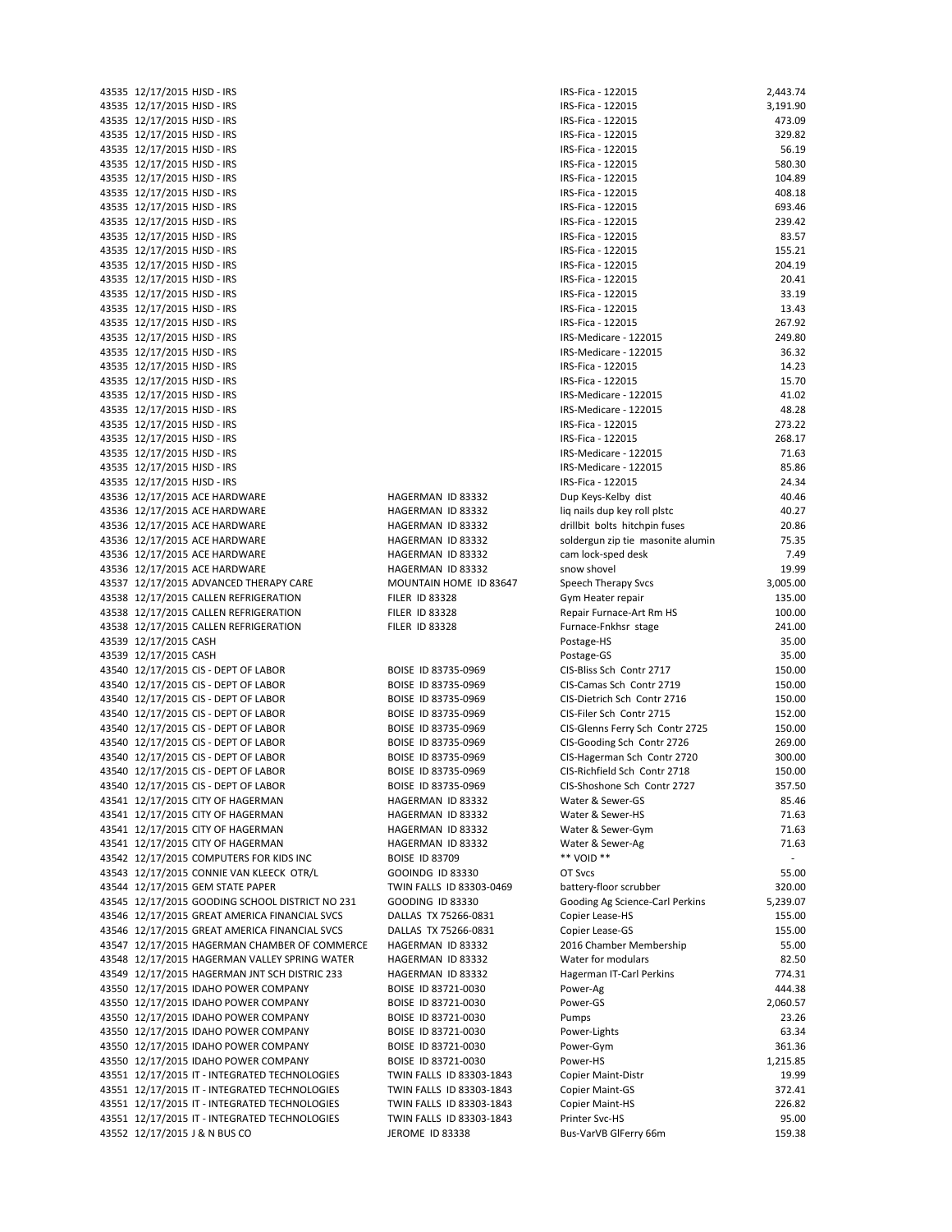| | | | | | |
|---|---|---|---|---|---|
| 43535 | 12/17/2015 | HJSD - IRS | | IRS-Fica - 122015 | 2,443.74 |
| 43535 | 12/17/2015 | HJSD - IRS | | IRS-Fica - 122015 | 3,191.90 |
| 43535 | 12/17/2015 | HJSD - IRS | | IRS-Fica - 122015 | 473.09 |
| 43535 | 12/17/2015 | HJSD - IRS | | IRS-Fica - 122015 | 329.82 |
| 43535 | 12/17/2015 | HJSD - IRS | | IRS-Fica - 122015 | 56.19 |
| 43535 | 12/17/2015 | HJSD - IRS | | IRS-Fica - 122015 | 580.30 |
| 43535 | 12/17/2015 | HJSD - IRS | | IRS-Fica - 122015 | 104.89 |
| 43535 | 12/17/2015 | HJSD - IRS | | IRS-Fica - 122015 | 408.18 |
| 43535 | 12/17/2015 | HJSD - IRS | | IRS-Fica - 122015 | 693.46 |
| 43535 | 12/17/2015 | HJSD - IRS | | IRS-Fica - 122015 | 239.42 |
| 43535 | 12/17/2015 | HJSD - IRS | | IRS-Fica - 122015 | 83.57 |
| 43535 | 12/17/2015 | HJSD - IRS | | IRS-Fica - 122015 | 155.21 |
| 43535 | 12/17/2015 | HJSD - IRS | | IRS-Fica - 122015 | 204.19 |
| 43535 | 12/17/2015 | HJSD - IRS | | IRS-Fica - 122015 | 20.41 |
| 43535 | 12/17/2015 | HJSD - IRS | | IRS-Fica - 122015 | 33.19 |
| 43535 | 12/17/2015 | HJSD - IRS | | IRS-Fica - 122015 | 13.43 |
| 43535 | 12/17/2015 | HJSD - IRS | | IRS-Fica - 122015 | 267.92 |
| 43535 | 12/17/2015 | HJSD - IRS | | IRS-Medicare - 122015 | 249.80 |
| 43535 | 12/17/2015 | HJSD - IRS | | IRS-Medicare - 122015 | 36.32 |
| 43535 | 12/17/2015 | HJSD - IRS | | IRS-Fica - 122015 | 14.23 |
| 43535 | 12/17/2015 | HJSD - IRS | | IRS-Fica - 122015 | 15.70 |
| 43535 | 12/17/2015 | HJSD - IRS | | IRS-Medicare - 122015 | 41.02 |
| 43535 | 12/17/2015 | HJSD - IRS | | IRS-Medicare - 122015 | 48.28 |
| 43535 | 12/17/2015 | HJSD - IRS | | IRS-Fica - 122015 | 273.22 |
| 43535 | 12/17/2015 | HJSD - IRS | | IRS-Fica - 122015 | 268.17 |
| 43535 | 12/17/2015 | HJSD - IRS | | IRS-Medicare - 122015 | 71.63 |
| 43535 | 12/17/2015 | HJSD - IRS | | IRS-Medicare - 122015 | 85.86 |
| 43535 | 12/17/2015 | HJSD - IRS | | IRS-Fica - 122015 | 24.34 |
| 43536 | 12/17/2015 | ACE HARDWARE | HAGERMAN ID 83332 | Dup Keys-Kelby dist | 40.46 |
| 43536 | 12/17/2015 | ACE HARDWARE | HAGERMAN ID 83332 | liq nails dup key roll plstc | 40.27 |
| 43536 | 12/17/2015 | ACE HARDWARE | HAGERMAN ID 83332 | drillbit bolts hitchpin fuses | 20.86 |
| 43536 | 12/17/2015 | ACE HARDWARE | HAGERMAN ID 83332 | soldergun zip tie masonite alumin | 75.35 |
| 43536 | 12/17/2015 | ACE HARDWARE | HAGERMAN ID 83332 | cam lock-sped desk | 7.49 |
| 43536 | 12/17/2015 | ACE HARDWARE | HAGERMAN ID 83332 | snow shovel | 19.99 |
| 43537 | 12/17/2015 | ADVANCED THERAPY CARE | MOUNTAIN HOME ID 83647 | Speech Therapy Svcs | 3,005.00 |
| 43538 | 12/17/2015 | CALLEN REFRIGERATION | FILER ID 83328 | Gym Heater repair | 135.00 |
| 43538 | 12/17/2015 | CALLEN REFRIGERATION | FILER ID 83328 | Repair Furnace-Art Rm HS | 100.00 |
| 43538 | 12/17/2015 | CALLEN REFRIGERATION | FILER ID 83328 | Furnace-Fnkhsr stage | 241.00 |
| 43539 | 12/17/2015 | CASH | | Postage-HS | 35.00 |
| 43539 | 12/17/2015 | CASH | | Postage-GS | 35.00 |
| 43540 | 12/17/2015 | CIS - DEPT OF LABOR | BOISE ID 83735-0969 | CIS-Bliss Sch Contr 2717 | 150.00 |
| 43540 | 12/17/2015 | CIS - DEPT OF LABOR | BOISE ID 83735-0969 | CIS-Camas Sch Contr 2719 | 150.00 |
| 43540 | 12/17/2015 | CIS - DEPT OF LABOR | BOISE ID 83735-0969 | CIS-Dietrich Sch Contr 2716 | 150.00 |
| 43540 | 12/17/2015 | CIS - DEPT OF LABOR | BOISE ID 83735-0969 | CIS-Filer Sch Contr 2715 | 152.00 |
| 43540 | 12/17/2015 | CIS - DEPT OF LABOR | BOISE ID 83735-0969 | CIS-Glenns Ferry Sch Contr 2725 | 150.00 |
| 43540 | 12/17/2015 | CIS - DEPT OF LABOR | BOISE ID 83735-0969 | CIS-Gooding Sch Contr 2726 | 269.00 |
| 43540 | 12/17/2015 | CIS - DEPT OF LABOR | BOISE ID 83735-0969 | CIS-Hagerman Sch Contr 2720 | 300.00 |
| 43540 | 12/17/2015 | CIS - DEPT OF LABOR | BOISE ID 83735-0969 | CIS-Richfield Sch Contr 2718 | 150.00 |
| 43540 | 12/17/2015 | CIS - DEPT OF LABOR | BOISE ID 83735-0969 | CIS-Shoshone Sch Contr 2727 | 357.50 |
| 43541 | 12/17/2015 | CITY OF HAGERMAN | HAGERMAN ID 83332 | Water & Sewer-GS | 85.46 |
| 43541 | 12/17/2015 | CITY OF HAGERMAN | HAGERMAN ID 83332 | Water & Sewer-HS | 71.63 |
| 43541 | 12/17/2015 | CITY OF HAGERMAN | HAGERMAN ID 83332 | Water & Sewer-Gym | 71.63 |
| 43541 | 12/17/2015 | CITY OF HAGERMAN | HAGERMAN ID 83332 | Water & Sewer-Ag | 71.63 |
| 43542 | 12/17/2015 | COMPUTERS FOR KIDS INC | BOISE ID 83709 | ** VOID ** | - |
| 43543 | 12/17/2015 | CONNIE VAN KLEECK OTR/L | GOOINDG ID 83330 | OT Svcs | 55.00 |
| 43544 | 12/17/2015 | GEM STATE PAPER | TWIN FALLS ID 83303-0469 | battery-floor scrubber | 320.00 |
| 43545 | 12/17/2015 | GOODING SCHOOL DISTRICT NO 231 | GOODING ID 83330 | Gooding Ag Science-Carl Perkins | 5,239.07 |
| 43546 | 12/17/2015 | GREAT AMERICA FINANCIAL SVCS | DALLAS TX 75266-0831 | Copier Lease-HS | 155.00 |
| 43546 | 12/17/2015 | GREAT AMERICA FINANCIAL SVCS | DALLAS TX 75266-0831 | Copier Lease-GS | 155.00 |
| 43547 | 12/17/2015 | HAGERMAN CHAMBER OF COMMERCE | HAGERMAN ID 83332 | 2016 Chamber Membership | 55.00 |
| 43548 | 12/17/2015 | HAGERMAN VALLEY SPRING WATER | HAGERMAN ID 83332 | Water for modulars | 82.50 |
| 43549 | 12/17/2015 | HAGERMAN JNT SCH DISTRIC 233 | HAGERMAN ID 83332 | Hagerman IT-Carl Perkins | 774.31 |
| 43550 | 12/17/2015 | IDAHO POWER COMPANY | BOISE ID 83721-0030 | Power-Ag | 444.38 |
| 43550 | 12/17/2015 | IDAHO POWER COMPANY | BOISE ID 83721-0030 | Power-GS | 2,060.57 |
| 43550 | 12/17/2015 | IDAHO POWER COMPANY | BOISE ID 83721-0030 | Pumps | 23.26 |
| 43550 | 12/17/2015 | IDAHO POWER COMPANY | BOISE ID 83721-0030 | Power-Lights | 63.34 |
| 43550 | 12/17/2015 | IDAHO POWER COMPANY | BOISE ID 83721-0030 | Power-Gym | 361.36 |
| 43550 | 12/17/2015 | IDAHO POWER COMPANY | BOISE ID 83721-0030 | Power-HS | 1,215.85 |
| 43551 | 12/17/2015 | IT - INTEGRATED TECHNOLOGIES | TWIN FALLS ID 83303-1843 | Copier Maint-Distr | 19.99 |
| 43551 | 12/17/2015 | IT - INTEGRATED TECHNOLOGIES | TWIN FALLS ID 83303-1843 | Copier Maint-GS | 372.41 |
| 43551 | 12/17/2015 | IT - INTEGRATED TECHNOLOGIES | TWIN FALLS ID 83303-1843 | Copier Maint-HS | 226.82 |
| 43551 | 12/17/2015 | IT - INTEGRATED TECHNOLOGIES | TWIN FALLS ID 83303-1843 | Printer Svc-HS | 95.00 |
| 43552 | 12/17/2015 | J & N BUS CO | JEROME ID 83338 | Bus-VarVB GlFerry 66m | 159.38 |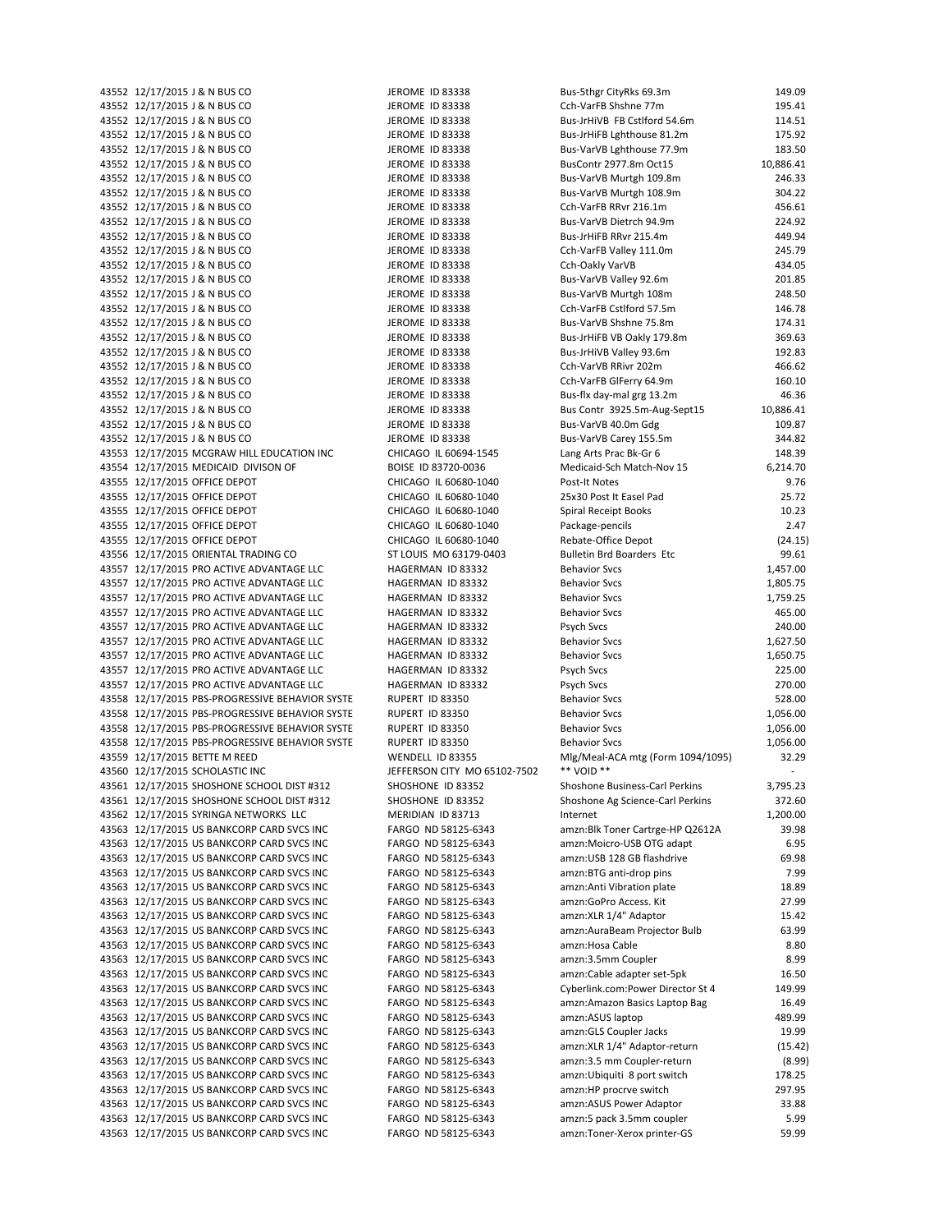| | | | | | |
|---|---|---|---|---|---|
| 43552 | 12/17/2015 | J & N BUS CO | JEROME ID 83338 | Bus-5thgr CityRks 69.3m | 149.09 |
| 43552 | 12/17/2015 | J & N BUS CO | JEROME ID 83338 | Cch-VarFB Shshne 77m | 195.41 |
| 43552 | 12/17/2015 | J & N BUS CO | JEROME ID 83338 | Bus-JrHiVB FB Cstlford 54.6m | 114.51 |
| 43552 | 12/17/2015 | J & N BUS CO | JEROME ID 83338 | Bus-JrHiFB Lghthouse 81.2m | 175.92 |
| 43552 | 12/17/2015 | J & N BUS CO | JEROME ID 83338 | Bus-VarVB Lghthouse 77.9m | 183.50 |
| 43552 | 12/17/2015 | J & N BUS CO | JEROME ID 83338 | BusContr 2977.8m Oct15 | 10,886.41 |
| 43552 | 12/17/2015 | J & N BUS CO | JEROME ID 83338 | Bus-VarVB Murtgh 109.8m | 246.33 |
| 43552 | 12/17/2015 | J & N BUS CO | JEROME ID 83338 | Bus-VarVB Murtgh 108.9m | 304.22 |
| 43552 | 12/17/2015 | J & N BUS CO | JEROME ID 83338 | Cch-VarFB RRvr 216.1m | 456.61 |
| 43552 | 12/17/2015 | J & N BUS CO | JEROME ID 83338 | Bus-VarVB Dietrch 94.9m | 224.92 |
| 43552 | 12/17/2015 | J & N BUS CO | JEROME ID 83338 | Bus-JrHiFB RRvr 215.4m | 449.94 |
| 43552 | 12/17/2015 | J & N BUS CO | JEROME ID 83338 | Cch-VarFB Valley 111.0m | 245.79 |
| 43552 | 12/17/2015 | J & N BUS CO | JEROME ID 83338 | Cch-Oakly VarVB | 434.05 |
| 43552 | 12/17/2015 | J & N BUS CO | JEROME ID 83338 | Bus-VarVB Valley 92.6m | 201.85 |
| 43552 | 12/17/2015 | J & N BUS CO | JEROME ID 83338 | Bus-VarVB Murtgh 108m | 248.50 |
| 43552 | 12/17/2015 | J & N BUS CO | JEROME ID 83338 | Cch-VarFB Cstlford 57.5m | 146.78 |
| 43552 | 12/17/2015 | J & N BUS CO | JEROME ID 83338 | Bus-VarVB Shshne 75.8m | 174.31 |
| 43552 | 12/17/2015 | J & N BUS CO | JEROME ID 83338 | Bus-JrHiFB VB Oakly 179.8m | 369.63 |
| 43552 | 12/17/2015 | J & N BUS CO | JEROME ID 83338 | Bus-JrHiVB Valley 93.6m | 192.83 |
| 43552 | 12/17/2015 | J & N BUS CO | JEROME ID 83338 | Cch-VarVB RRivr 202m | 466.62 |
| 43552 | 12/17/2015 | J & N BUS CO | JEROME ID 83338 | Cch-VarFB GlFerry 64.9m | 160.10 |
| 43552 | 12/17/2015 | J & N BUS CO | JEROME ID 83338 | Bus-flx day-mal grg 13.2m | 46.36 |
| 43552 | 12/17/2015 | J & N BUS CO | JEROME ID 83338 | Bus Contr 3925.5m-Aug-Sept15 | 10,886.41 |
| 43552 | 12/17/2015 | J & N BUS CO | JEROME ID 83338 | Bus-VarVB 40.0m Gdg | 109.87 |
| 43552 | 12/17/2015 | J & N BUS CO | JEROME ID 83338 | Bus-VarVB Carey 155.5m | 344.82 |
| 43553 | 12/17/2015 | MCGRAW HILL EDUCATION INC | CHICAGO IL 60694-1545 | Lang Arts Prac Bk-Gr 6 | 148.39 |
| 43554 | 12/17/2015 | MEDICAID DIVISON OF | BOISE ID 83720-0036 | Medicaid-Sch Match-Nov 15 | 6,214.70 |
| 43555 | 12/17/2015 | OFFICE DEPOT | CHICAGO IL 60680-1040 | Post-It Notes | 9.76 |
| 43555 | 12/17/2015 | OFFICE DEPOT | CHICAGO IL 60680-1040 | 25x30 Post It Easel Pad | 25.72 |
| 43555 | 12/17/2015 | OFFICE DEPOT | CHICAGO IL 60680-1040 | Spiral Receipt Books | 10.23 |
| 43555 | 12/17/2015 | OFFICE DEPOT | CHICAGO IL 60680-1040 | Package-pencils | 2.47 |
| 43555 | 12/17/2015 | OFFICE DEPOT | CHICAGO IL 60680-1040 | Rebate-Office Depot | (24.15) |
| 43556 | 12/17/2015 | ORIENTAL TRADING CO | ST LOUIS MO 63179-0403 | Bulletin Brd Boarders Etc | 99.61 |
| 43557 | 12/17/2015 | PRO ACTIVE ADVANTAGE LLC | HAGERMAN ID 83332 | Behavior Svcs | 1,457.00 |
| 43557 | 12/17/2015 | PRO ACTIVE ADVANTAGE LLC | HAGERMAN ID 83332 | Behavior Svcs | 1,805.75 |
| 43557 | 12/17/2015 | PRO ACTIVE ADVANTAGE LLC | HAGERMAN ID 83332 | Behavior Svcs | 1,759.25 |
| 43557 | 12/17/2015 | PRO ACTIVE ADVANTAGE LLC | HAGERMAN ID 83332 | Behavior Svcs | 465.00 |
| 43557 | 12/17/2015 | PRO ACTIVE ADVANTAGE LLC | HAGERMAN ID 83332 | Psych Svcs | 240.00 |
| 43557 | 12/17/2015 | PRO ACTIVE ADVANTAGE LLC | HAGERMAN ID 83332 | Behavior Svcs | 1,627.50 |
| 43557 | 12/17/2015 | PRO ACTIVE ADVANTAGE LLC | HAGERMAN ID 83332 | Behavior Svcs | 1,650.75 |
| 43557 | 12/17/2015 | PRO ACTIVE ADVANTAGE LLC | HAGERMAN ID 83332 | Psych Svcs | 225.00 |
| 43557 | 12/17/2015 | PRO ACTIVE ADVANTAGE LLC | HAGERMAN ID 83332 | Psych Svcs | 270.00 |
| 43558 | 12/17/2015 | PBS-PROGRESSIVE BEHAVIOR SYSTE | RUPERT ID 83350 | Behavior Svcs | 528.00 |
| 43558 | 12/17/2015 | PBS-PROGRESSIVE BEHAVIOR SYSTE | RUPERT ID 83350 | Behavior Svcs | 1,056.00 |
| 43558 | 12/17/2015 | PBS-PROGRESSIVE BEHAVIOR SYSTE | RUPERT ID 83350 | Behavior Svcs | 1,056.00 |
| 43558 | 12/17/2015 | PBS-PROGRESSIVE BEHAVIOR SYSTE | RUPERT ID 83350 | Behavior Svcs | 1,056.00 |
| 43559 | 12/17/2015 | BETTE M REED | WENDELL ID 83355 | Mlg/Meal-ACA mtg (Form 1094/1095) | 32.29 |
| 43560 | 12/17/2015 | SCHOLASTIC INC | JEFFERSON CITY MO 65102-7502 | ** VOID ** | - |
| 43561 | 12/17/2015 | SHOSHONE SCHOOL DIST #312 | SHOSHONE ID 83352 | Shoshone Business-Carl Perkins | 3,795.23 |
| 43561 | 12/17/2015 | SHOSHONE SCHOOL DIST #312 | SHOSHONE ID 83352 | Shoshone Ag Science-Carl Perkins | 372.60 |
| 43562 | 12/17/2015 | SYRINGA NETWORKS LLC | MERIDIAN ID 83713 | Internet | 1,200.00 |
| 43563 | 12/17/2015 | US BANKCORP CARD SVCS INC | FARGO ND 58125-6343 | amzn:Blk Toner Cartrge-HP Q2612A | 39.98 |
| 43563 | 12/17/2015 | US BANKCORP CARD SVCS INC | FARGO ND 58125-6343 | amzn:Moicro-USB OTG adapt | 6.95 |
| 43563 | 12/17/2015 | US BANKCORP CARD SVCS INC | FARGO ND 58125-6343 | amzn:USB 128 GB flashdrive | 69.98 |
| 43563 | 12/17/2015 | US BANKCORP CARD SVCS INC | FARGO ND 58125-6343 | amzn:BTG anti-drop pins | 7.99 |
| 43563 | 12/17/2015 | US BANKCORP CARD SVCS INC | FARGO ND 58125-6343 | amzn:Anti Vibration plate | 18.89 |
| 43563 | 12/17/2015 | US BANKCORP CARD SVCS INC | FARGO ND 58125-6343 | amzn:GoPro Access. Kit | 27.99 |
| 43563 | 12/17/2015 | US BANKCORP CARD SVCS INC | FARGO ND 58125-6343 | amzn:XLR 1/4" Adaptor | 15.42 |
| 43563 | 12/17/2015 | US BANKCORP CARD SVCS INC | FARGO ND 58125-6343 | amzn:AuraBeam Projector Bulb | 63.99 |
| 43563 | 12/17/2015 | US BANKCORP CARD SVCS INC | FARGO ND 58125-6343 | amzn:Hosa Cable | 8.80 |
| 43563 | 12/17/2015 | US BANKCORP CARD SVCS INC | FARGO ND 58125-6343 | amzn:3.5mm Coupler | 8.99 |
| 43563 | 12/17/2015 | US BANKCORP CARD SVCS INC | FARGO ND 58125-6343 | amzn:Cable adapter set-5pk | 16.50 |
| 43563 | 12/17/2015 | US BANKCORP CARD SVCS INC | FARGO ND 58125-6343 | Cyberlink.com:Power Director St 4 | 149.99 |
| 43563 | 12/17/2015 | US BANKCORP CARD SVCS INC | FARGO ND 58125-6343 | amzn:Amazon Basics Laptop Bag | 16.49 |
| 43563 | 12/17/2015 | US BANKCORP CARD SVCS INC | FARGO ND 58125-6343 | amzn:ASUS laptop | 489.99 |
| 43563 | 12/17/2015 | US BANKCORP CARD SVCS INC | FARGO ND 58125-6343 | amzn:GLS Coupler Jacks | 19.99 |
| 43563 | 12/17/2015 | US BANKCORP CARD SVCS INC | FARGO ND 58125-6343 | amzn:XLR 1/4" Adaptor-return | (15.42) |
| 43563 | 12/17/2015 | US BANKCORP CARD SVCS INC | FARGO ND 58125-6343 | amzn:3.5 mm Coupler-return | (8.99) |
| 43563 | 12/17/2015 | US BANKCORP CARD SVCS INC | FARGO ND 58125-6343 | amzn:Ubiquiti 8 port switch | 178.25 |
| 43563 | 12/17/2015 | US BANKCORP CARD SVCS INC | FARGO ND 58125-6343 | amzn:HP procrve switch | 297.95 |
| 43563 | 12/17/2015 | US BANKCORP CARD SVCS INC | FARGO ND 58125-6343 | amzn:ASUS Power Adaptor | 33.88 |
| 43563 | 12/17/2015 | US BANKCORP CARD SVCS INC | FARGO ND 58125-6343 | amzn:5 pack 3.5mm coupler | 5.99 |
| 43563 | 12/17/2015 | US BANKCORP CARD SVCS INC | FARGO ND 58125-6343 | amzn:Toner-Xerox printer-GS | 59.99 |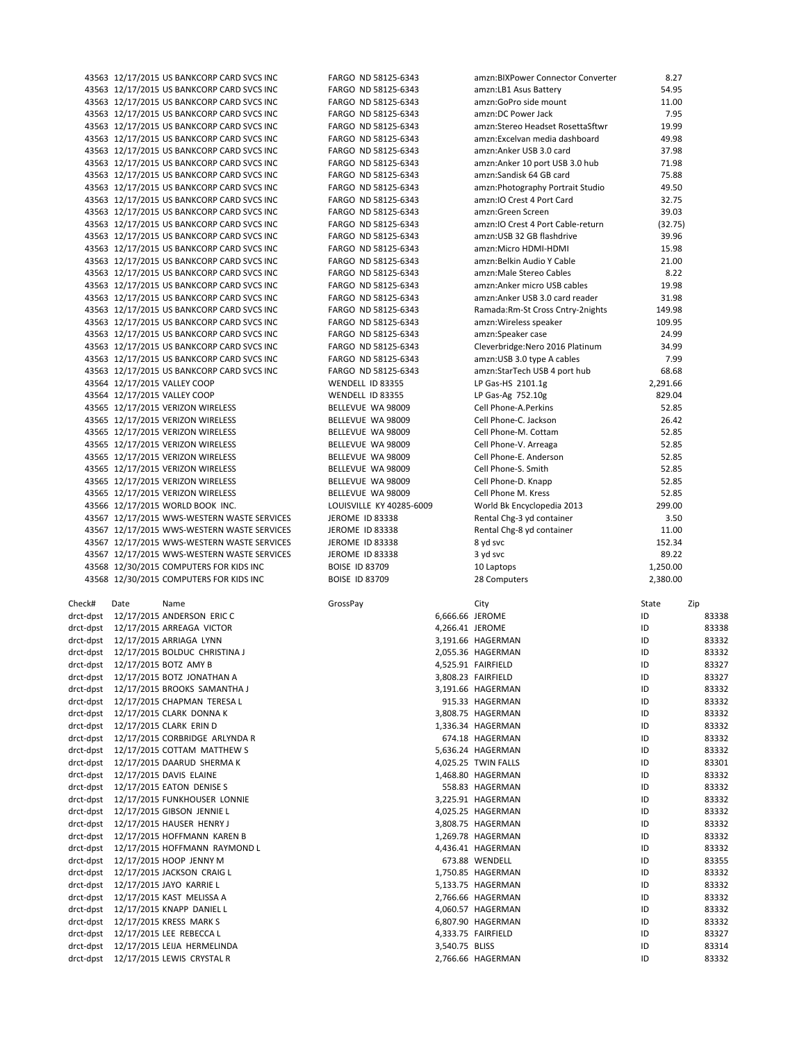| | | | | | |
|---|---|---|---|---|---|
| 43563 | 12/17/2015 | US BANKCORP CARD SVCS INC | FARGO ND 58125-6343 | amzn:BIXPower Connector Converter | 8.27 |
| 43563 | 12/17/2015 | US BANKCORP CARD SVCS INC | FARGO ND 58125-6343 | amzn:LB1 Asus Battery | 54.95 |
| 43563 | 12/17/2015 | US BANKCORP CARD SVCS INC | FARGO ND 58125-6343 | amzn:GoPro side mount | 11.00 |
| 43563 | 12/17/2015 | US BANKCORP CARD SVCS INC | FARGO ND 58125-6343 | amzn:DC Power Jack | 7.95 |
| 43563 | 12/17/2015 | US BANKCORP CARD SVCS INC | FARGO ND 58125-6343 | amzn:Stereo Headset RosettaSftwr | 19.99 |
| 43563 | 12/17/2015 | US BANKCORP CARD SVCS INC | FARGO ND 58125-6343 | amzn:Excelvan media dashboard | 49.98 |
| 43563 | 12/17/2015 | US BANKCORP CARD SVCS INC | FARGO ND 58125-6343 | amzn:Anker USB 3.0 card | 37.98 |
| 43563 | 12/17/2015 | US BANKCORP CARD SVCS INC | FARGO ND 58125-6343 | amzn:Anker 10 port USB 3.0 hub | 71.98 |
| 43563 | 12/17/2015 | US BANKCORP CARD SVCS INC | FARGO ND 58125-6343 | amzn:Sandisk 64 GB card | 75.88 |
| 43563 | 12/17/2015 | US BANKCORP CARD SVCS INC | FARGO ND 58125-6343 | amzn:Photography Portrait Studio | 49.50 |
| 43563 | 12/17/2015 | US BANKCORP CARD SVCS INC | FARGO ND 58125-6343 | amzn:IO Crest 4 Port Card | 32.75 |
| 43563 | 12/17/2015 | US BANKCORP CARD SVCS INC | FARGO ND 58125-6343 | amzn:Green Screen | 39.03 |
| 43563 | 12/17/2015 | US BANKCORP CARD SVCS INC | FARGO ND 58125-6343 | amzn:IO Crest 4 Port Cable-return | (32.75) |
| 43563 | 12/17/2015 | US BANKCORP CARD SVCS INC | FARGO ND 58125-6343 | amzn:USB 32 GB flashdrive | 39.96 |
| 43563 | 12/17/2015 | US BANKCORP CARD SVCS INC | FARGO ND 58125-6343 | amzn:Micro HDMI-HDMI | 15.98 |
| 43563 | 12/17/2015 | US BANKCORP CARD SVCS INC | FARGO ND 58125-6343 | amzn:Belkin Audio Y Cable | 21.00 |
| 43563 | 12/17/2015 | US BANKCORP CARD SVCS INC | FARGO ND 58125-6343 | amzn:Male Stereo Cables | 8.22 |
| 43563 | 12/17/2015 | US BANKCORP CARD SVCS INC | FARGO ND 58125-6343 | amzn:Anker micro USB cables | 19.98 |
| 43563 | 12/17/2015 | US BANKCORP CARD SVCS INC | FARGO ND 58125-6343 | amzn:Anker USB 3.0 card reader | 31.98 |
| 43563 | 12/17/2015 | US BANKCORP CARD SVCS INC | FARGO ND 58125-6343 | Ramada:Rm-St Cross Cntry-2nights | 149.98 |
| 43563 | 12/17/2015 | US BANKCORP CARD SVCS INC | FARGO ND 58125-6343 | amzn:Wireless speaker | 109.95 |
| 43563 | 12/17/2015 | US BANKCORP CARD SVCS INC | FARGO ND 58125-6343 | amzn:Speaker case | 24.99 |
| 43563 | 12/17/2015 | US BANKCORP CARD SVCS INC | FARGO ND 58125-6343 | Cleverbridge:Nero 2016 Platinum | 34.99 |
| 43563 | 12/17/2015 | US BANKCORP CARD SVCS INC | FARGO ND 58125-6343 | amzn:USB 3.0 type A cables | 7.99 |
| 43563 | 12/17/2015 | US BANKCORP CARD SVCS INC | FARGO ND 58125-6343 | amzn:StarTech USB 4 port hub | 68.68 |
| 43564 | 12/17/2015 | VALLEY COOP | WENDELL ID 83355 | LP Gas-HS 2101.1g | 2,291.66 |
| 43564 | 12/17/2015 | VALLEY COOP | WENDELL ID 83355 | LP Gas-Ag 752.10g | 829.04 |
| 43565 | 12/17/2015 | VERIZON WIRELESS | BELLEVUE WA 98009 | Cell Phone-A.Perkins | 52.85 |
| 43565 | 12/17/2015 | VERIZON WIRELESS | BELLEVUE WA 98009 | Cell Phone-C. Jackson | 26.42 |
| 43565 | 12/17/2015 | VERIZON WIRELESS | BELLEVUE WA 98009 | Cell Phone-M. Cottam | 52.85 |
| 43565 | 12/17/2015 | VERIZON WIRELESS | BELLEVUE WA 98009 | Cell Phone-V. Arreaga | 52.85 |
| 43565 | 12/17/2015 | VERIZON WIRELESS | BELLEVUE WA 98009 | Cell Phone-E. Anderson | 52.85 |
| 43565 | 12/17/2015 | VERIZON WIRELESS | BELLEVUE WA 98009 | Cell Phone-S. Smith | 52.85 |
| 43565 | 12/17/2015 | VERIZON WIRELESS | BELLEVUE WA 98009 | Cell Phone-D. Knapp | 52.85 |
| 43565 | 12/17/2015 | VERIZON WIRELESS | BELLEVUE WA 98009 | Cell Phone M. Kress | 52.85 |
| 43566 | 12/17/2015 | WORLD BOOK INC. | LOUISVILLE KY 40285-6009 | World Bk Encyclopedia 2013 | 299.00 |
| 43567 | 12/17/2015 | WWS-WESTERN WASTE SERVICES | JEROME ID 83338 | Rental Chg-3 yd container | 3.50 |
| 43567 | 12/17/2015 | WWS-WESTERN WASTE SERVICES | JEROME ID 83338 | Rental Chg-8 yd container | 11.00 |
| 43567 | 12/17/2015 | WWS-WESTERN WASTE SERVICES | JEROME ID 83338 | 8 yd svc | 152.34 |
| 43567 | 12/17/2015 | WWS-WESTERN WASTE SERVICES | JEROME ID 83338 | 3 yd svc | 89.22 |
| 43568 | 12/30/2015 | COMPUTERS FOR KIDS INC | BOISE ID 83709 | 10 Laptops | 1,250.00 |
| 43568 | 12/30/2015 | COMPUTERS FOR KIDS INC | BOISE ID 83709 | 28 Computers | 2,380.00 |

| Check# | Date | Name | GrossPay | City | State | Zip |
|---|---|---|---|---|---|---|
| drct-dpst | 12/17/2015 | ANDERSON ERIC C | 6,666.66 | JEROME | ID | 83338 |
| drct-dpst | 12/17/2015 | ARREAGA VICTOR | 4,266.41 | JEROME | ID | 83338 |
| drct-dpst | 12/17/2015 | ARRIAGA LYNN | 3,191.66 | HAGERMAN | ID | 83332 |
| drct-dpst | 12/17/2015 | BOLDUC CHRISTINA J | 2,055.36 | HAGERMAN | ID | 83332 |
| drct-dpst | 12/17/2015 | BOTZ AMY B | 4,525.91 | FAIRFIELD | ID | 83327 |
| drct-dpst | 12/17/2015 | BOTZ JONATHAN A | 3,808.23 | FAIRFIELD | ID | 83327 |
| drct-dpst | 12/17/2015 | BROOKS SAMANTHA J | 3,191.66 | HAGERMAN | ID | 83332 |
| drct-dpst | 12/17/2015 | CHAPMAN TERESA L | 915.33 | HAGERMAN | ID | 83332 |
| drct-dpst | 12/17/2015 | CLARK DONNA K | 3,808.75 | HAGERMAN | ID | 83332 |
| drct-dpst | 12/17/2015 | CLARK ERIN D | 1,336.34 | HAGERMAN | ID | 83332 |
| drct-dpst | 12/17/2015 | CORBRIDGE ARLYNDA R | 674.18 | HAGERMAN | ID | 83332 |
| drct-dpst | 12/17/2015 | COTTAM MATTHEW S | 5,636.24 | HAGERMAN | ID | 83332 |
| drct-dpst | 12/17/2015 | DAARUD SHERMA K | 4,025.25 | TWIN FALLS | ID | 83301 |
| drct-dpst | 12/17/2015 | DAVIS ELAINE | 1,468.80 | HAGERMAN | ID | 83332 |
| drct-dpst | 12/17/2015 | EATON DENISE S | 558.83 | HAGERMAN | ID | 83332 |
| drct-dpst | 12/17/2015 | FUNKHOUSER LONNIE | 3,225.91 | HAGERMAN | ID | 83332 |
| drct-dpst | 12/17/2015 | GIBSON JENNIE L | 4,025.25 | HAGERMAN | ID | 83332 |
| drct-dpst | 12/17/2015 | HAUSER HENRY J | 3,808.75 | HAGERMAN | ID | 83332 |
| drct-dpst | 12/17/2015 | HOFFMANN KAREN B | 1,269.78 | HAGERMAN | ID | 83332 |
| drct-dpst | 12/17/2015 | HOFFMANN RAYMOND L | 4,436.41 | HAGERMAN | ID | 83332 |
| drct-dpst | 12/17/2015 | HOOP JENNY M | 673.88 | WENDELL | ID | 83355 |
| drct-dpst | 12/17/2015 | JACKSON CRAIG L | 1,750.85 | HAGERMAN | ID | 83332 |
| drct-dpst | 12/17/2015 | JAYO KARRIE L | 5,133.75 | HAGERMAN | ID | 83332 |
| drct-dpst | 12/17/2015 | KAST MELISSA A | 2,766.66 | HAGERMAN | ID | 83332 |
| drct-dpst | 12/17/2015 | KNAPP DANIEL L | 4,060.57 | HAGERMAN | ID | 83332 |
| drct-dpst | 12/17/2015 | KRESS MARK S | 6,807.90 | HAGERMAN | ID | 83332 |
| drct-dpst | 12/17/2015 | LEE REBECCA L | 4,333.75 | FAIRFIELD | ID | 83327 |
| drct-dpst | 12/17/2015 | LEIJA HERMELINDA | 3,540.75 | BLISS | ID | 83314 |
| drct-dpst | 12/17/2015 | LEWIS CRYSTAL R | 2,766.66 | HAGERMAN | ID | 83332 |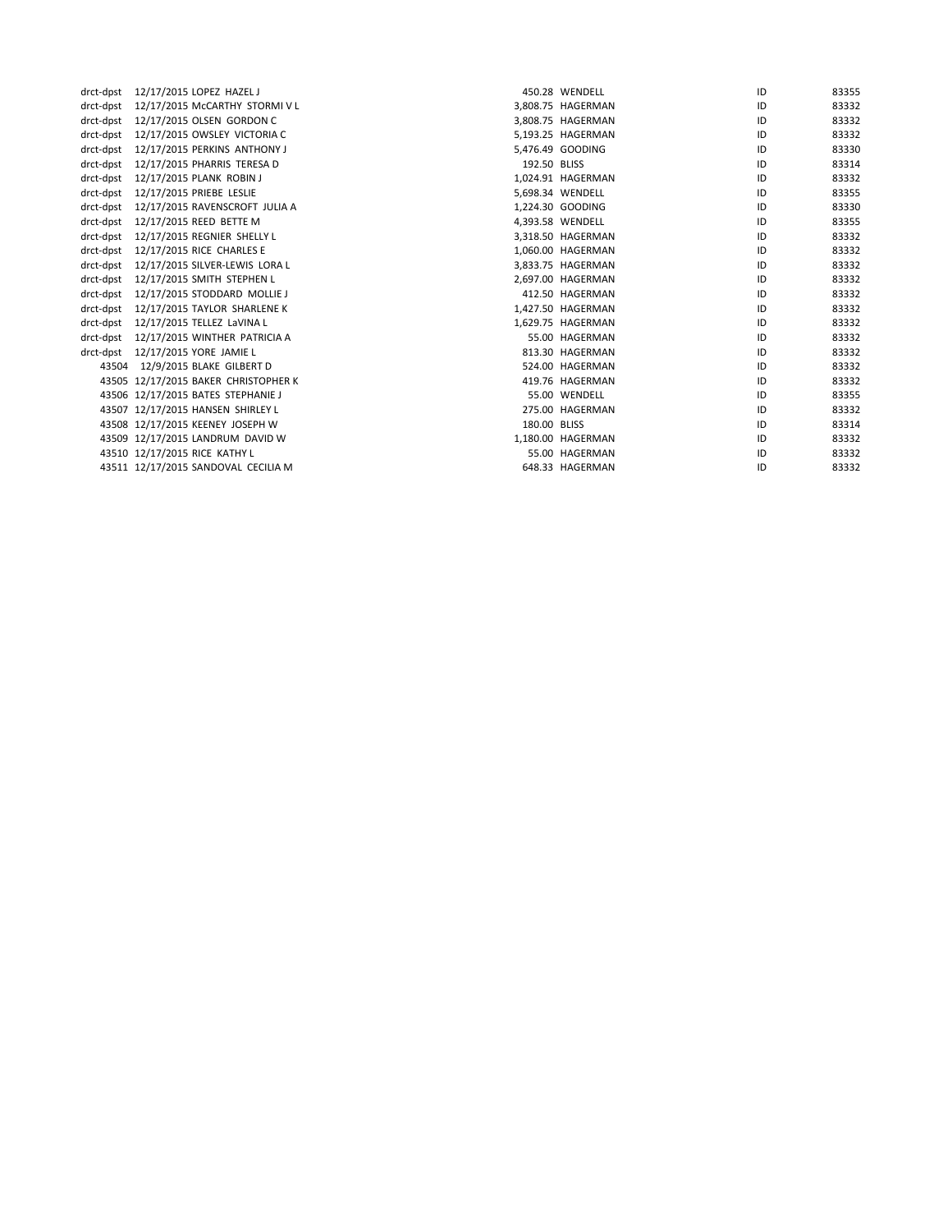| | | | | | | |
|---|---|---|---|---|---|---|
| drct-dpst | 12/17/2015 | LOPEZ HAZEL J | 450.28 | WENDELL | ID | 83355 |
| drct-dpst | 12/17/2015 | McCARTHY STORMI V L | 3,808.75 | HAGERMAN | ID | 83332 |
| drct-dpst | 12/17/2015 | OLSEN GORDON C | 3,808.75 | HAGERMAN | ID | 83332 |
| drct-dpst | 12/17/2015 | OWSLEY VICTORIA C | 5,193.25 | HAGERMAN | ID | 83332 |
| drct-dpst | 12/17/2015 | PERKINS ANTHONY J | 5,476.49 | GOODING | ID | 83330 |
| drct-dpst | 12/17/2015 | PHARRIS TERESA D | 192.50 | BLISS | ID | 83314 |
| drct-dpst | 12/17/2015 | PLANK ROBIN J | 1,024.91 | HAGERMAN | ID | 83332 |
| drct-dpst | 12/17/2015 | PRIEBE LESLIE | 5,698.34 | WENDELL | ID | 83355 |
| drct-dpst | 12/17/2015 | RAVENSCROFT JULIA A | 1,224.30 | GOODING | ID | 83330 |
| drct-dpst | 12/17/2015 | REED BETTE M | 4,393.58 | WENDELL | ID | 83355 |
| drct-dpst | 12/17/2015 | REGNIER SHELLY L | 3,318.50 | HAGERMAN | ID | 83332 |
| drct-dpst | 12/17/2015 | RICE CHARLES E | 1,060.00 | HAGERMAN | ID | 83332 |
| drct-dpst | 12/17/2015 | SILVER-LEWIS LORA L | 3,833.75 | HAGERMAN | ID | 83332 |
| drct-dpst | 12/17/2015 | SMITH STEPHEN L | 2,697.00 | HAGERMAN | ID | 83332 |
| drct-dpst | 12/17/2015 | STODDARD MOLLIE J | 412.50 | HAGERMAN | ID | 83332 |
| drct-dpst | 12/17/2015 | TAYLOR SHARLENE K | 1,427.50 | HAGERMAN | ID | 83332 |
| drct-dpst | 12/17/2015 | TELLEZ LaVINA L | 1,629.75 | HAGERMAN | ID | 83332 |
| drct-dpst | 12/17/2015 | WINTHER PATRICIA A | 55.00 | HAGERMAN | ID | 83332 |
| drct-dpst | 12/17/2015 | YORE JAMIE L | 813.30 | HAGERMAN | ID | 83332 |
| 43504 | 12/9/2015 | BLAKE GILBERT D | 524.00 | HAGERMAN | ID | 83332 |
| 43505 | 12/17/2015 | BAKER CHRISTOPHER K | 419.76 | HAGERMAN | ID | 83332 |
| 43506 | 12/17/2015 | BATES STEPHANIE J | 55.00 | WENDELL | ID | 83355 |
| 43507 | 12/17/2015 | HANSEN SHIRLEY L | 275.00 | HAGERMAN | ID | 83332 |
| 43508 | 12/17/2015 | KEENEY JOSEPH W | 180.00 | BLISS | ID | 83314 |
| 43509 | 12/17/2015 | LANDRUM DAVID W | 1,180.00 | HAGERMAN | ID | 83332 |
| 43510 | 12/17/2015 | RICE KATHY L | 55.00 | HAGERMAN | ID | 83332 |
| 43511 | 12/17/2015 | SANDOVAL CECILIA M | 648.33 | HAGERMAN | ID | 83332 |